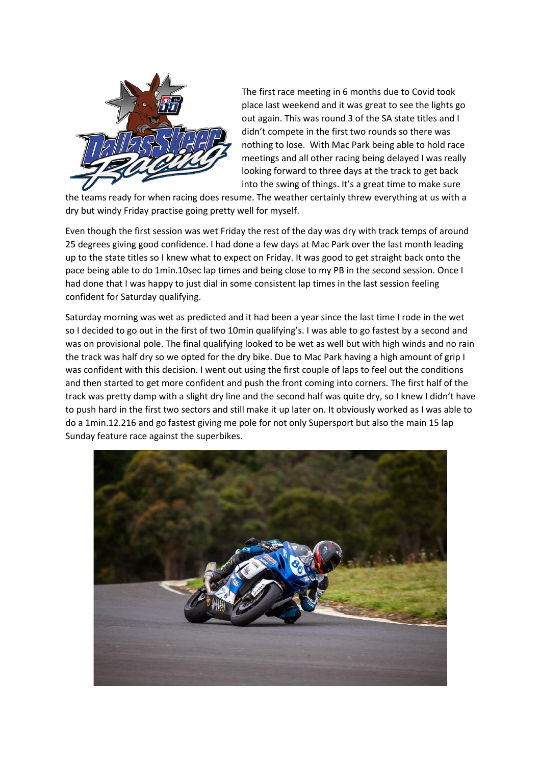The first race meeting in 6 months due to Covid took place last weekend and it was great to see the lights go out again. This was round 3 of the SA state titles and I didn't compete in the first two rounds so there was nothing to lose. With Mac Park being able to hold race meetings and all other racing being delayed I was really looking forward to three days at the track to get back into the swing of things. It's a great time to make sure the teams ready for when racing does resume. The weather certainly threw everything at us with a dry but windy Friday practise going pretty well for myself.

Even though the first session was wet Friday the rest of the day was dry with track temps of around 25 degrees giving good confidence. I had done a few days at Mac Park over the last month leading up to the state titles so I knew what to expect on Friday. It was good to get straight back onto the pace being able to do 1min.10sec lap times and being close to my PB in the second session. Once I had done that I was happy to just dial in some consistent lap times in the last session feeling confident for Saturday qualifying.

Saturday morning was wet as predicted and it had been a year since the last time I rode in the wet so I decided to go out in the first of two 10min qualifying's. I was able to go fastest by a second and was on provisional pole. The final qualifying looked to be wet as well but with high winds and no rain the track was half dry so we opted for the dry bike. Due to Mac Park having a high amount of grip I was confident with this decision. I went out using the first couple of laps to feel out the conditions and then started to get more confident and push the front coming into corners. The first half of the track was pretty damp with a slight dry line and the second half was quite dry, so I knew I didn't have to push hard in the first two sectors and still make it up later on. It obviously worked as I was able to do a 1min.12.216 and go fastest giving me pole for not only Supersport but also the main 15 lap Sunday feature race against the superbikes.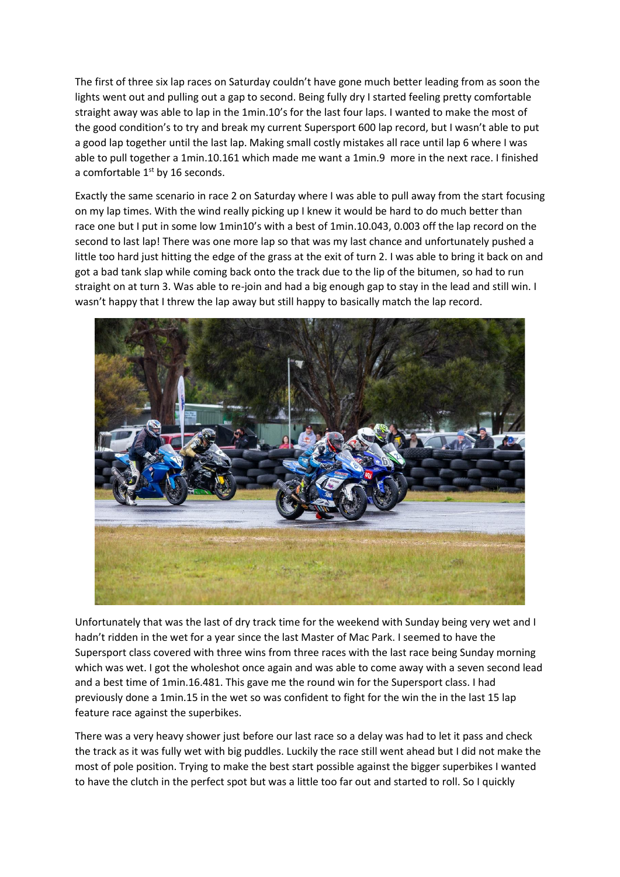The first of three six lap races on Saturday couldn't have gone much better leading from as soon the lights went out and pulling out a gap to second. Being fully dry I started feeling pretty comfortable straight away was able to lap in the 1min.10's for the last four laps. I wanted to make the most of the good condition's to try and break my current Supersport 600 lap record, but I wasn't able to put a good lap together until the last lap. Making small costly mistakes all race until lap 6 where I was able to pull together a 1min.10.161 which made me want a 1min.9  more in the next race. I finished a comfortable 1st by 16 seconds.

Exactly the same scenario in race 2 on Saturday where I was able to pull away from the start focusing on my lap times. With the wind really picking up I knew it would be hard to do much better than race one but I put in some low 1min10's with a best of 1min.10.043, 0.003 off the lap record on the second to last lap! There was one more lap so that was my last chance and unfortunately pushed a little too hard just hitting the edge of the grass at the exit of turn 2. I was able to bring it back on and got a bad tank slap while coming back onto the track due to the lip of the bitumen, so had to run straight on at turn 3. Was able to re-join and had a big enough gap to stay in the lead and still win. I wasn't happy that I threw the lap away but still happy to basically match the lap record.

Unfortunately that was the last of dry track time for the weekend with Sunday being very wet and I hadn't ridden in the wet for a year since the last Master of Mac Park. I seemed to have the Supersport class covered with three wins from three races with the last race being Sunday morning which was wet. I got the wholeshot once again and was able to come away with a seven second lead and a best time of 1min.16.481. This gave me the round win for the Supersport class. I had previously done a 1min.15 in the wet so was confident to fight for the win the in the last 15 lap feature race against the superbikes.

There was a very heavy shower just before our last race so a delay was had to let it pass and check the track as it was fully wet with big puddles. Luckily the race still went ahead but I did not make the most of pole position. Trying to make the best start possible against the bigger superbikes I wanted to have the clutch in the perfect spot but was a little too far out and started to roll. So I quickly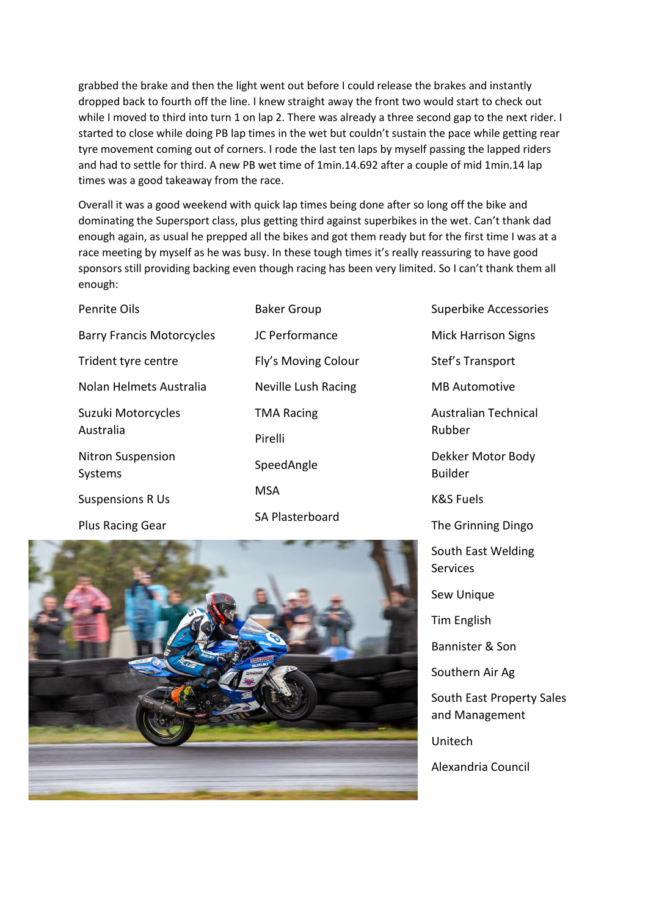grabbed the brake and then the light went out before I could release the brakes and instantly dropped back to fourth off the line. I knew straight away the front two would start to check out while I moved to third into turn 1 on lap 2. There was already a three second gap to the next rider. I started to close while doing PB lap times in the wet but couldn't sustain the pace while getting rear tyre movement coming out of corners. I rode the last ten laps by myself passing the lapped riders and had to settle for third. A new PB wet time of 1min.14.692 after a couple of mid 1min.14 lap times was a good takeaway from the race.

Overall it was a good weekend with quick lap times being done after so long off the bike and dominating the Supersport class, plus getting third against superbikes in the wet. Can't thank dad enough again, as usual he prepped all the bikes and got them ready but for the first time I was at a race meeting by myself as he was busy. In these tough times it's really reassuring to have good sponsors still providing backing even though racing has been very limited. So I can't thank them all enough:

Penrite Oils

Barry Francis Motorcycles

Trident tyre centre

Nolan Helmets Australia

Suzuki Motorcycles Australia

Nitron Suspension Systems

Suspensions R Us

Plus Racing Gear

Baker Group

JC Performance

Fly's Moving Colour

Neville Lush Racing

TMA Racing

Pirelli

SpeedAngle

MSA

SA Plasterboard

Superbike Accessories

Mick Harrison Signs

Stef's Transport

MB Automotive

Australian Technical Rubber

Dekker Motor Body Builder

K&S Fuels

The Grinning Dingo

South East Welding Services

Sew Unique

Tim English

Bannister & Son

Southern Air Ag

South East Property Sales and Management

Unitech

Alexandria Council